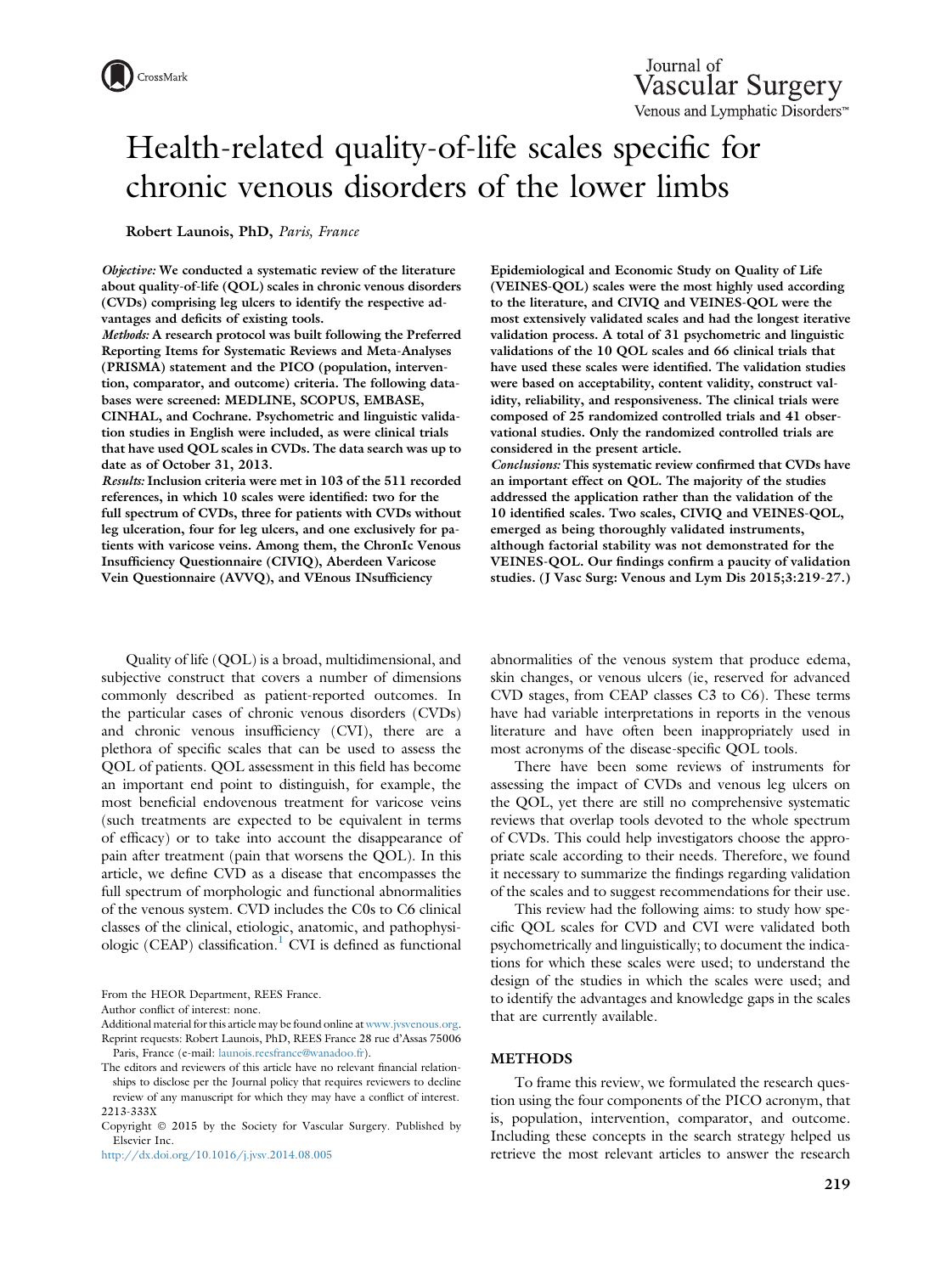# Health-related quality-of-life scales specific for chronic venous disorders of the lower limbs

**Robert Launois, PhD,** *Paris, France*

***Objective:*** **We conducted a systematic review of the literature about quality-of-life (QOL) scales in chronic venous disorders (CVDs) comprising leg ulcers to identify the respective advantages and deficits of existing tools.**

***Methods:*** **A research protocol was built following the Preferred Reporting Items for Systematic Reviews and Meta-Analyses (PRISMA) statement and the PICO (population, intervention, comparator, and outcome) criteria. The following databases were screened: MEDLINE, SCOPUS, EMBASE, CINHAL, and Cochrane. Psychometric and linguistic validation studies in English were included, as were clinical trials that have used QOL scales in CVDs. The data search was up to date as of October 31, 2013.**

***Results:*** **Inclusion criteria were met in 103 of the 511 recorded references, in which 10 scales were identified: two for the full spectrum of CVDs, three for patients with CVDs without leg ulceration, four for leg ulcers, and one exclusively for patients with varicose veins. Among them, the ChronIc Venous Insufficiency Questionnaire (CIVIQ), Aberdeen Varicose Vein Questionnaire (AVVQ), and VEnous INsufficiency Epidemiological and Economic Study on Quality of Life (VEINES-QOL) scales were the most highly used according to the literature, and CIVIQ and VEINES-QOL were the most extensively validated scales and had the longest iterative validation process. A total of 31 psychometric and linguistic validations of the 10 QOL scales and 66 clinical trials that have used these scales were identified. The validation studies were based on acceptability, content validity, construct validity, reliability, and responsiveness. The clinical trials were composed of 25 randomized controlled trials and 41 observational studies. Only the randomized controlled trials are considered in the present article.**

***Conclusions:*** **This systematic review confirmed that CVDs have an important effect on QOL. The majority of the studies addressed the application rather than the validation of the 10 identified scales. Two scales, CIVIQ and VEINES-QOL, emerged as being thoroughly validated instruments, although factorial stability was not demonstrated for the VEINES-QOL. Our findings confirm a paucity of validation studies. (J Vasc Surg: Venous and Lym Dis 2015;3:219-27.)**

Quality of life (QOL) is a broad, multidimensional, and subjective construct that covers a number of dimensions commonly described as patient-reported outcomes. In the particular cases of chronic venous disorders (CVDs) and chronic venous insufficiency (CVI), there are a plethora of specific scales that can be used to assess the QOL of patients. QOL assessment in this field has become an important end point to distinguish, for example, the most beneficial endovenous treatment for varicose veins (such treatments are expected to be equivalent in terms of efficacy) or to take into account the disappearance of pain after treatment (pain that worsens the QOL). In this article, we define CVD as a disease that encompasses the full spectrum of morphologic and functional abnormalities of the venous system. CVD includes the C0s to C6 clinical classes of the clinical, etiologic, anatomic, and pathophysiologic (CEAP) classification.[1] CVI is defined as functional abnormalities of the venous system that produce edema, skin changes, or venous ulcers (ie, reserved for advanced CVD stages, from CEAP classes C3 to C6). These terms have had variable interpretations in reports in the venous literature and have often been inappropriately used in most acronyms of the disease-specific QOL tools.

There have been some reviews of instruments for assessing the impact of CVDs and venous leg ulcers on the QOL, yet there are still no comprehensive systematic reviews that overlap tools devoted to the whole spectrum of CVDs. This could help investigators choose the appropriate scale according to their needs. Therefore, we found it necessary to summarize the findings regarding validation of the scales and to suggest recommendations for their use.

This review had the following aims: to study how specific QOL scales for CVD and CVI were validated both psychometrically and linguistically; to document the indications for which these scales were used; to understand the design of the studies in which the scales were used; and to identify the advantages and knowledge gaps in the scales that are currently available.

## METHODS

To frame this review, we formulated the research question using the four components of the PICO acronym, that is, population, intervention, comparator, and outcome. Including these concepts in the search strategy helped us retrieve the most relevant articles to answer the research

From the HEOR Department, REES France.

Author conflict of interest: none.

Additional material for this article may be found online at www.jvsvenous.org.

Reprint requests: Robert Launois, PhD, REES France 28 rue d'Assas 75006 Paris, France (e-mail: launois.reesfrance@wanadoo.fr).

The editors and reviewers of this article have no relevant financial relationships to disclose per the Journal policy that requires reviewers to decline review of any manuscript for which they may have a conflict of interest.

2213-333X

Copyright © 2015 by the Society for Vascular Surgery. Published by Elsevier Inc.

http://dx.doi.org/10.1016/j.jvsv.2014.08.005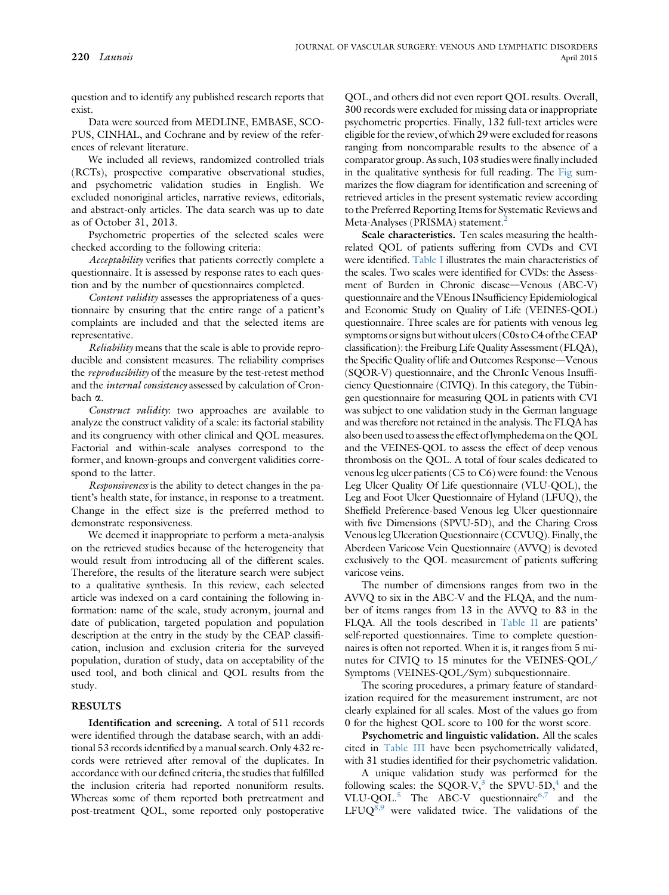question and to identify any published research reports that exist.

Data were sourced from MEDLINE, EMBASE, SCOPUS, CINHAL, and Cochrane and by review of the references of relevant literature.

We included all reviews, randomized controlled trials (RCTs), prospective comparative observational studies, and psychometric validation studies in English. We excluded nonoriginal articles, narrative reviews, editorials, and abstract-only articles. The data search was up to date as of October 31, 2013.

Psychometric properties of the selected scales were checked according to the following criteria:

*Acceptability* verifies that patients correctly complete a questionnaire. It is assessed by response rates to each question and by the number of questionnaires completed.

*Content validity* assesses the appropriateness of a questionnaire by ensuring that the entire range of a patient's complaints are included and that the selected items are representative.

*Reliability* means that the scale is able to provide reproducible and consistent measures. The reliability comprises the *reproducibility* of the measure by the test-retest method and the *internal consistency* assessed by calculation of Cronbach α.

*Construct validity*: two approaches are available to analyze the construct validity of a scale: its factorial stability and its congruency with other clinical and QOL measures. Factorial and within-scale analyses correspond to the former, and known-groups and convergent validities correspond to the latter.

*Responsiveness* is the ability to detect changes in the patient's health state, for instance, in response to a treatment. Change in the effect size is the preferred method to demonstrate responsiveness.

We deemed it inappropriate to perform a meta-analysis on the retrieved studies because of the heterogeneity that would result from introducing all of the different scales. Therefore, the results of the literature search were subject to a qualitative synthesis. In this review, each selected article was indexed on a card containing the following information: name of the scale, study acronym, journal and date of publication, targeted population and population description at the entry in the study by the CEAP classification, inclusion and exclusion criteria for the surveyed population, duration of study, data on acceptability of the used tool, and both clinical and QOL results from the study.

## RESULTS

**Identification and screening.** A total of 511 records were identified through the database search, with an additional 53 records identified by a manual search. Only 432 records were retrieved after removal of the duplicates. In accordance with our defined criteria, the studies that fulfilled the inclusion criteria had reported nonuniform results. Whereas some of them reported both pretreatment and post-treatment QOL, some reported only postoperative QOL, and others did not even report QOL results. Overall, 300 records were excluded for missing data or inappropriate psychometric properties. Finally, 132 full-text articles were eligible for the review, of which 29 were excluded for reasons ranging from noncomparable results to the absence of a comparator group. As such, 103 studies were finally included in the qualitative synthesis for full reading. The Fig summarizes the flow diagram for identification and screening of retrieved articles in the present systematic review according to the Preferred Reporting Items for Systematic Reviews and Meta-Analyses (PRISMA) statement.[2]

**Scale characteristics.** Ten scales measuring the health-related QOL of patients suffering from CVDs and CVI were identified. Table I illustrates the main characteristics of the scales. Two scales were identified for CVDs: the Assessment of Burden in Chronic disease—Venous (ABC-V) questionnaire and the VEnous INsufficiency Epidemiological and Economic Study on Quality of Life (VEINES-QOL) questionnaire. Three scales are for patients with venous leg symptoms or signs but without ulcers (C0s to C4 of the CEAP classification): the Freiburg Life Quality Assessment (FLQA), the Specific Quality of life and Outcomes Response—Venous (SQOR-V) questionnaire, and the ChronIc Venous Insufficiency Questionnaire (CIVIQ). In this category, the Tübingen questionnaire for measuring QOL in patients with CVI was subject to one validation study in the German language and was therefore not retained in the analysis. The FLQA has also been used to assess the effect of lymphedema on the QOL and the VEINES-QOL to assess the effect of deep venous thrombosis on the QOL. A total of four scales dedicated to venous leg ulcer patients (C5 to C6) were found: the Venous Leg Ulcer Quality Of Life questionnaire (VLU-QOL), the Leg and Foot Ulcer Questionnaire of Hyland (LFUQ), the Sheffield Preference-based Venous leg Ulcer questionnaire with five Dimensions (SPVU-5D), and the Charing Cross Venous leg Ulceration Questionnaire (CCVUQ). Finally, the Aberdeen Varicose Vein Questionnaire (AVVQ) is devoted exclusively to the QOL measurement of patients suffering varicose veins.

The number of dimensions ranges from two in the AVVQ to six in the ABC-V and the FLQA, and the number of items ranges from 13 in the AVVQ to 83 in the FLQA. All the tools described in Table II are patients' self-reported questionnaires. Time to complete questionnaires is often not reported. When it is, it ranges from 5 minutes for CIVIQ to 15 minutes for the VEINES-QOL/Symptoms (VEINES-QOL/Sym) subquestionnaire.

The scoring procedures, a primary feature of standardization required for the measurement instrument, are not clearly explained for all scales. Most of the values go from 0 for the highest QOL score to 100 for the worst score.

**Psychometric and linguistic validation.** All the scales cited in Table III have been psychometrically validated, with 31 studies identified for their psychometric validation.

A unique validation study was performed for the following scales: the SQOR-V,[3] the SPVU-5D,[4] and the VLU-QOL.[5] The ABC-V questionnaire[6,7] and the LFUQ[8,9] were validated twice. The validations of the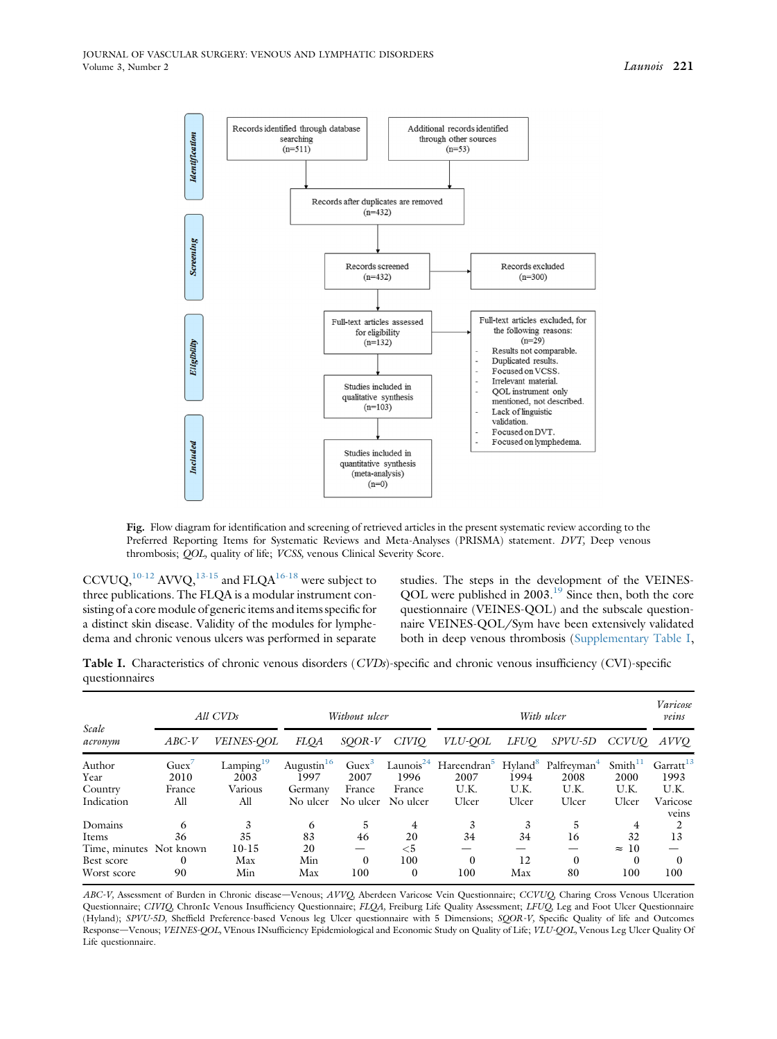**Identification**

- Records identified through database searching (n=511)
- Additional records identified through other sources (n=53)

Records after duplicates are removed (n=432)

**Screening**

- Records screened (n=432)
- Records excluded (n=300)

**Eligibility**

- Full-text articles assessed for eligibility (n=132)
- Full-text articles excluded, for the following reasons: (n=29)
  - Results not comparable.
  - Duplicated results.
  - Focused on VCSS.
  - Irrelevant material.
  - QOL instrument only mentioned, not described.
  - Lack of linguistic validation.
  - Focused on DVT.
  - Focused on lymphedema.
- Studies included in qualitative synthesis (n=103)

**Included**

- Studies included in quantitative synthesis (meta-analysis) (n=0)

**Fig.** Flow diagram for identification and screening of retrieved articles in the present systematic review according to the Preferred Reporting Items for Systematic Reviews and Meta-Analyses (PRISMA) statement. *DVT,* Deep venous thrombosis; *QOL,* quality of life; *VCSS,* venous Clinical Severity Score.

CCVUQ,[10-12] AVVQ,[13-15] and FLQA[16-18] were subject to three publications. The FLQA is a modular instrument consisting of a core module of generic items and items specific for a distinct skin disease. Validity of the modules for lymphedema and chronic venous ulcers was performed in separate studies. The steps in the development of the VEINES-QOL were published in 2003.[19] Since then, both the core questionnaire (VEINES-QOL) and the subscale questionnaire VEINES-QOL/Sym have been extensively validated both in deep venous thrombosis (Supplementary Table I,

**Table I.** Characteristics of chronic venous disorders (*CVDs*)-specific and chronic venous insufficiency (CVI)-specific questionnaires

| *Scale acronym* | *All CVDs* | | *Without ulcer* | | | *With ulcer* | | | | *Varicose veins* |
|---|---|---|---|---|---|---|---|---|---|---|
| | *ABC-V* | *VEINES-QOL* | *FLQA* | *SQOR-V* | *CIVIQ* | *VLU-QOL* | *LFUQ* | *SPVU-5D* | *CCVUQ* | *AVVQ* |
| Author | Guex[7] | Lamping[19] | Augustin[16] | Guex[3] | Launois[24] | Hareendran[5] | Hyland[8] | Palfreyman[4] | Smith[11] | Garratt[13] |
| Year | 2010 | 2003 | 1997 | 2007 | 1996 | 2007 | 1994 | 2008 | 2000 | 1993 |
| Country | France | Various | Germany | France | France | U.K. | U.K. | U.K. | U.K. | U.K. |
| Indication | All | All | No ulcer | No ulcer | No ulcer | Ulcer | Ulcer | Ulcer | Ulcer | Varicose veins |
| Domains | 6 | 3 | 6 | 5 | 4 | 3 | 3 | 5 | 4 | 2 |
| Items | 36 | 35 | 83 | 46 | 20 | 34 | 34 | 16 | 32 | 13 |
| Time, minutes | Not known | 10-15 | 20 | — | <5 | — | — | — | ≈ 10 | — |
| Best score | 0 | Max | Min | 0 | 100 | 0 | 12 | 0 | 0 | 0 |
| Worst score | 90 | Min | Max | 100 | 0 | 100 | Max | 80 | 100 | 100 |

*ABC-V,* Assessment of Burden in Chronic disease—Venous; *AVVQ,* Aberdeen Varicose Vein Questionnaire; *CCVUQ,* Charing Cross Venous Ulceration Questionnaire; *CIVIQ,* ChronIc Venous Insufficiency Questionnaire; *FLQA,* Freiburg Life Quality Assessment; *LFUQ,* Leg and Foot Ulcer Questionnaire (Hyland); *SPVU-5D,* Sheffield Preference-based Venous leg Ulcer questionnaire with 5 Dimensions; *SQOR-V,* Specific Quality of life and Outcomes Response—Venous; *VEINES-QOL,* VEnous INsufficiency Epidemiological and Economic Study on Quality of Life; *VLU-QOL,* Venous Leg Ulcer Quality Of Life questionnaire.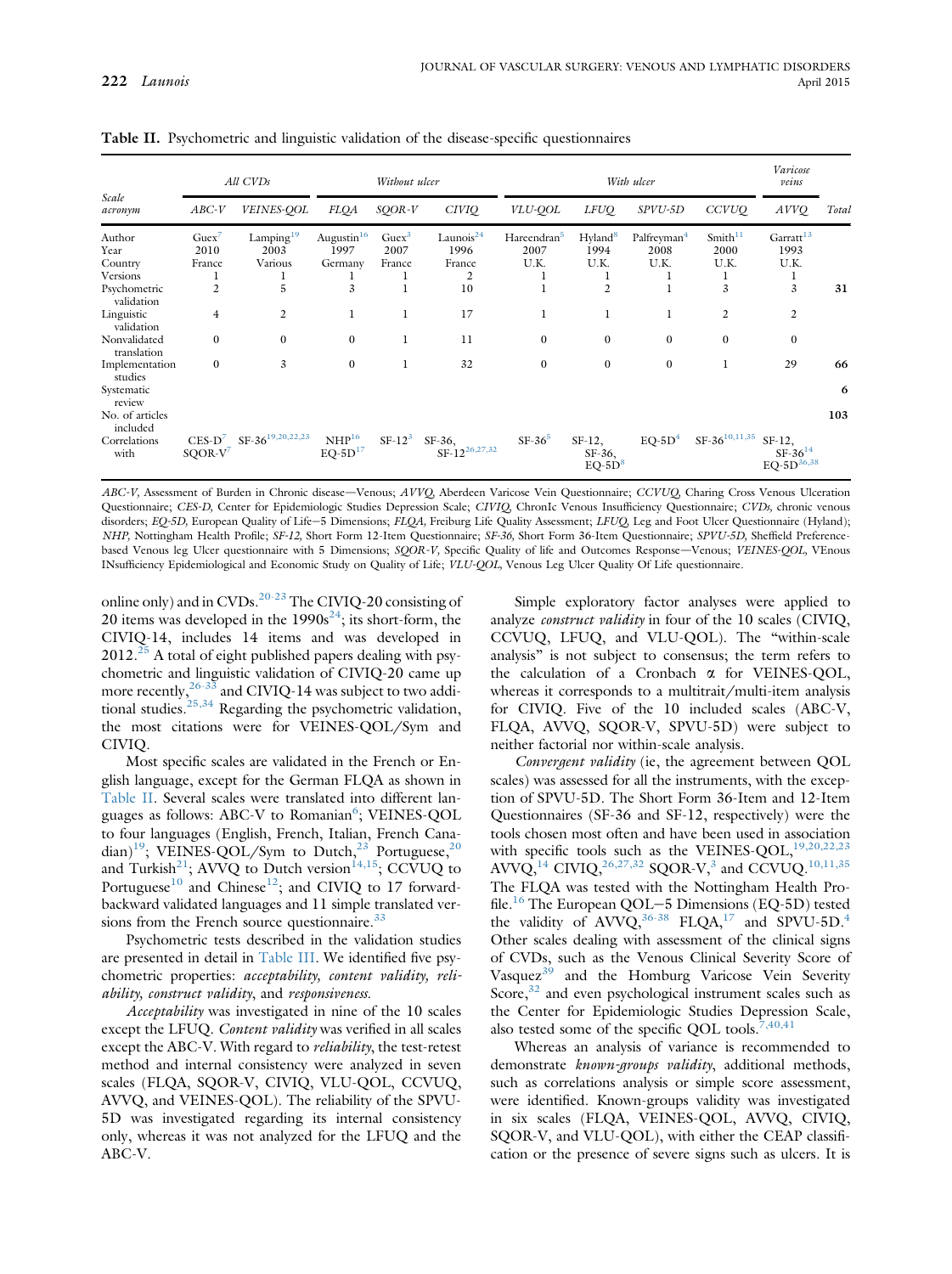**Table II.** Psychometric and linguistic validation of the disease-specific questionnaires

| Scale acronym | All CVDs | | Without ulcer | | | With ulcer | | | | Varicose veins | Total |
|---|---|---|---|---|---|---|---|---|---|---|---|
| | ABC-V | VEINES-QOL | FLQA | SQOR-V | CIVIQ | VLU-QOL | LFUQ | SPVU-5D | CCVUQ | AVVQ | |
| Author | Guex[7] | Lamping[19] | Augustin[16] | Guex[3] | Launois[24] | Hareendran[5] | Hyland[8] | Palfreyman[4] | Smith[11] | Garratt[13] | |
| Year | 2010 | 2003 | 1997 | 2007 | 1996 | 2007 | 1994 | 2008 | 2000 | 1993 | |
| Country | France | Various | Germany | France | France | U.K. | U.K. | U.K. | U.K. | U.K. | |
| Versions | 1 | 1 | 1 | 1 | 2 | 1 | 1 | 1 | 1 | 1 | |
| Psychometric validation | 2 | 5 | 3 | 1 | 10 | 1 | 2 | 1 | 3 | 3 | 31 |
| Linguistic validation | 4 | 2 | 1 | 1 | 17 | 1 | 1 | 1 | 2 | 2 | |
| Nonvalidated translation | 0 | 0 | 0 | 1 | 11 | 0 | 0 | 0 | 0 | 0 | |
| Implementation studies | 0 | 3 | 0 | 1 | 32 | 0 | 0 | 0 | 1 | 29 | 66 |
| Systematic review | | | | | | | | | | | 6 |
| No. of articles included | | | | | | | | | | | 103 |
| Correlations with | CES-D[7] SQOR-V[7] | SF-36[19,20,22,23] | NHP[16] EQ-5D[17] | SF-12[3] | SF-36, SF-12[26,27,32] | SF-36[5] | SF-12, SF-36, EQ-5D[8] | EQ-5D[4] | SF-36[10,11,35] | SF-12, SF-36[14] EQ-5D[36,38] | |

*ABC-V*, Assessment of Burden in Chronic disease—Venous; *AVVQ*, Aberdeen Varicose Vein Questionnaire; *CCVUQ*, Charing Cross Venous Ulceration Questionnaire; *CES-D*, Center for Epidemiologic Studies Depression Scale; *CIVIQ*, ChronIc Venous Insufficiency Questionnaire; *CVDs*, chronic venous disorders; *EQ-5D*, European Quality of Life—5 Dimensions; *FLQA*, Freiburg Life Quality Assessment; *LFUQ*, Leg and Foot Ulcer Questionnaire (Hyland); *NHP*, Nottingham Health Profile; *SF-12*, Short Form 12-Item Questionnaire; *SF-36*, Short Form 36-Item Questionnaire; *SPVU-5D*, Sheffield Preference-based Venous leg Ulcer questionnaire with 5 Dimensions; *SQOR-V*, Specific Quality of life and Outcomes Response—Venous; *VEINES-QOL*, VEnous INsufficiency Epidemiological and Economic Study on Quality of Life; *VLU-QOL*, Venous Leg Ulcer Quality Of Life questionnaire.

online only) and in CVDs.[20-23] The CIVIQ-20 consisting of 20 items was developed in the 1990s[24]; its short-form, the CIVIQ-14, includes 14 items and was developed in 2012.[25] A total of eight published papers dealing with psychometric and linguistic validation of CIVIQ-20 came up more recently,[26-33] and CIVIQ-14 was subject to two additional studies.[25,34] Regarding the psychometric validation, the most citations were for VEINES-QOL/Sym and CIVIQ.

Most specific scales are validated in the French or English language, except for the German FLQA as shown in Table II. Several scales were translated into different languages as follows: ABC-V to Romanian[6]; VEINES-QOL to four languages (English, French, Italian, French Canadian)[19]; VEINES-QOL/Sym to Dutch,[23] Portuguese,[20] and Turkish[21]; AVVQ to Dutch version[14,15]; CCVUQ to Portuguese[10] and Chinese[12]; and CIVIQ to 17 forward-backward validated languages and 11 simple translated versions from the French source questionnaire.[33]

Psychometric tests described in the validation studies are presented in detail in Table III. We identified five psychometric properties: *acceptability*, *content validity*, *reliability*, *construct validity*, and *responsiveness*.

*Acceptability* was investigated in nine of the 10 scales except the LFUQ. *Content validity* was verified in all scales except the ABC-V. With regard to *reliability*, the test-retest method and internal consistency were analyzed in seven scales (FLQA, SQOR-V, CIVIQ, VLU-QOL, CCVUQ, AVVQ, and VEINES-QOL). The reliability of the SPVU-5D was investigated regarding its internal consistency only, whereas it was not analyzed for the LFUQ and the ABC-V.

Simple exploratory factor analyses were applied to analyze *construct validity* in four of the 10 scales (CIVIQ, CCVUQ, LFUQ, and VLU-QOL). The "within-scale analysis" is not subject to consensus; the term refers to the calculation of a Cronbach $\alpha$ for VEINES-QOL, whereas it corresponds to a multitrait/multi-item analysis for CIVIQ. Five of the 10 included scales (ABC-V, FLQA, AVVQ, SQOR-V, SPVU-5D) were subject to neither factorial nor within-scale analysis.

*Convergent validity* (ie, the agreement between QOL scales) was assessed for all the instruments, with the exception of SPVU-5D. The Short Form 36-Item and 12-Item Questionnaires (SF-36 and SF-12, respectively) were the tools chosen most often and have been used in association with specific tools such as the VEINES-QOL,[19,20,22,23] AVVQ,[14] CIVIQ,[26,27,32] SQOR-V,[3] and CCVUQ.[10,11,35] The FLQA was tested with the Nottingham Health Profile.[16] The European QOL—5 Dimensions (EQ-5D) tested the validity of AVVQ,[36-38] FLQA,[17] and SPVU-5D.[4] Other scales dealing with assessment of the clinical signs of CVDs, such as the Venous Clinical Severity Score of Vasquez[39] and the Homburg Varicose Vein Severity Score,[32] and even psychological instrument scales such as the Center for Epidemiologic Studies Depression Scale, also tested some of the specific QOL tools.[7,40,41]

Whereas an analysis of variance is recommended to demonstrate *known-groups validity*, additional methods, such as correlations analysis or simple score assessment, were identified. Known-groups validity was investigated in six scales (FLQA, VEINES-QOL, AVVQ, CIVIQ, SQOR-V, and VLU-QOL), with either the CEAP classification or the presence of severe signs such as ulcers. It is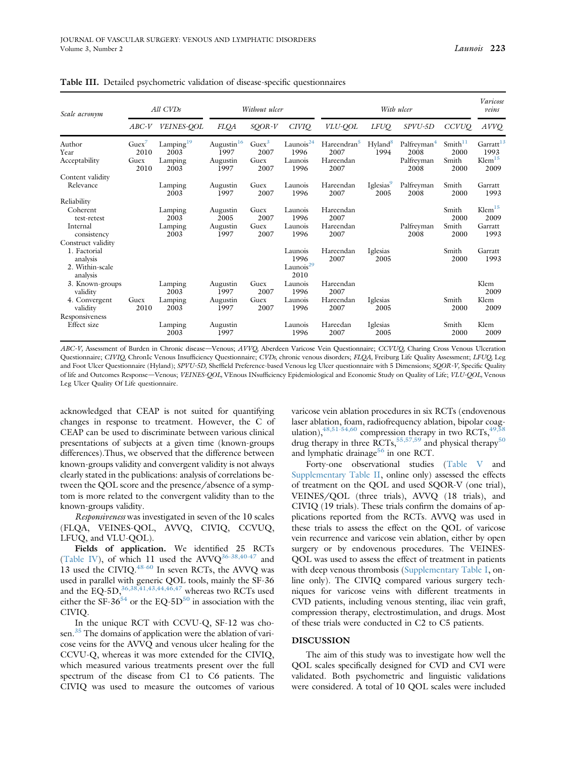**Table III.** Detailed psychometric validation of disease-specific questionnaires

| *Scale acronym* | *All CVDs* | | *Without ulcer* | | | *With ulcer* | | | | *Varicose veins* |
|---|---|---|---|---|---|---|---|---|---|---|
| | *ABC-V* | *VEINES-QOL* | *FLQA* | *SQOR-V* | *CIVIQ* | *VLU-QOL* | *LFUQ* | *SPVU-5D* | *CCVUQ* | *AVVQ* |
| Author | Guex[7] | Lamping[19] | Augustin[16] | Guex[3] | Launois[24] | Hareendran[5] | Hyland[8] | Palfreyman[4] | Smith[11] | Garratt[13] |
| Year | 2010 | 2003 | 1997 | 2007 | 1996 | 2007 | 1994 | 2008 | 2000 | 1993 |
| Acceptability | Guex 2010 | Lamping 2003 | Augustin 1997 | Guex 2007 | Launois 1996 | Hareendan 2007 | | Palfreyman 2008 | Smith 2000 | Klem[15] 2009 |
| Content validity | | | | | | | | | | |
| Relevance | | Lamping 2003 | Augustin 1997 | Guex 2007 | Launois 1996 | Hareendan 2007 | Iglesias[9] 2005 | Palfreyman 2008 | Smith 2000 | Garratt 1993 |
| Reliability | | | | | | | | | | |
| Coherent test-retest | | Lamping 2003 | Augustin 2005 | Guex 2007 | Launois 1996 | Hareendan 2007 | | | Smith 2000 | Klem[15] 2009 |
| Internal consistency | | Lamping 2003 | Augustin 1997 | Guex 2007 | Launois 1996 | Hareendan 2007 | | Palfreyman 2008 | Smith 2000 | Garratt 1993 |
| Construct validity | | | | | | | | | | |
| 1. Factorial analysis | | | | | Launois 1996 | Hareendan 2007 | Iglesias 2005 | | Smith 2000 | Garratt 1993 |
| 2. Within-scale analysis | | | | | Launois[29] 2010 | | | | | |
| 3. Known-groups validity | | Lamping 2003 | Augustin 1997 | Guex 2007 | Launois 1996 | Hareendan 2007 | | | | Klem 2009 |
| 4. Convergent validity | Guex 2010 | Lamping 2003 | Augustin 1997 | Guex 2007 | Launois 1996 | Hareendan 2007 | Iglesias 2005 | | Smith 2000 | Klem 2009 |
| Responsiveness | | | | | | | | | | |
| Effect size | | Lamping 2003 | Augustin 1997 | | Launois 1996 | Hareedan 2007 | Iglesias 2005 | | Smith 2000 | Klem 2009 |

*ABC-V,* Assessment of Burden in Chronic disease—Venous; *AVVQ,* Aberdeen Varicose Vein Questionnaire; *CCVUQ,* Charing Cross Venous Ulceration Questionnaire; *CIVIQ,* ChronIc Venous Insufficiency Questionnaire; *CVDs,* chronic venous disorders; *FLQA,* Freiburg Life Quality Assessment; *LFUQ,* Leg and Foot Ulcer Questionnaire (Hyland); *SPVU-5D,* Sheffield Preference-based Venous leg Ulcer questionnaire with 5 Dimensions; *SQOR-V,* Specific Quality of life and Outcomes Response—Venous; *VEINES-QOL,* VEnous INsufficiency Epidemiological and Economic Study on Quality of Life; *VLU-QOL,* Venous Leg Ulcer Quality Of Life questionnaire.

acknowledged that CEAP is not suited for quantifying changes in response to treatment. However, the C of CEAP can be used to discriminate between various clinical presentations of subjects at a given time (known-groups differences).Thus, we observed that the difference between known-groups validity and convergent validity is not always clearly stated in the publications: analysis of correlations between the QOL score and the presence/absence of a symptom is more related to the convergent validity than to the known-groups validity.

*Responsiveness* was investigated in seven of the 10 scales (FLQA, VEINES-QOL, AVVQ, CIVIQ, CCVUQ, LFUQ, and VLU-QOL).

**Fields of application.** We identified 25 RCTs (Table IV), of which 11 used the AVVQ[36-38,40-47] and 13 used the CIVIQ.[48-60] In seven RCTs, the AVVQ was used in parallel with generic QOL tools, mainly the SF-36 and the EQ-5D,[36,38,41,43,44,46,47] whereas two RCTs used either the SF-36[54] or the EQ-5D[50] in association with the CIVIQ.

In the unique RCT with CCVU-Q, SF-12 was chosen.[35] The domains of application were the ablation of varicose veins for the AVVQ and venous ulcer healing for the CCVU-Q, whereas it was more extended for the CIVIQ, which measured various treatments present over the full spectrum of the disease from C1 to C6 patients. The CIVIQ was used to measure the outcomes of various varicose vein ablation procedures in six RCTs (endovenous laser ablation, foam, radiofrequency ablation, bipolar coagulation),[48,51-54,60] compression therapy in two RCTs,[49,58] drug therapy in three RCTs,[55,57,59] and physical therapy[50] and lymphatic drainage[56] in one RCT.

Forty-one observational studies (Table V and Supplementary Table II, online only) assessed the effects of treatment on the QOL and used SQOR-V (one trial), VEINES/QOL (three trials), AVVQ (18 trials), and CIVIQ (19 trials). These trials confirm the domains of applications reported from the RCTs. AVVQ was used in these trials to assess the effect on the QOL of varicose vein recurrence and varicose vein ablation, either by open surgery or by endovenous procedures. The VEINES-QOL was used to assess the effect of treatment in patients with deep venous thrombosis (Supplementary Table I, online only). The CIVIQ compared various surgery techniques for varicose veins with different treatments in CVD patients, including venous stenting, iliac vein graft, compression therapy, electrostimulation, and drugs. Most of these trials were conducted in C2 to C5 patients.

## DISCUSSION

The aim of this study was to investigate how well the QOL scales specifically designed for CVD and CVI were validated. Both psychometric and linguistic validations were considered. A total of 10 QOL scales were included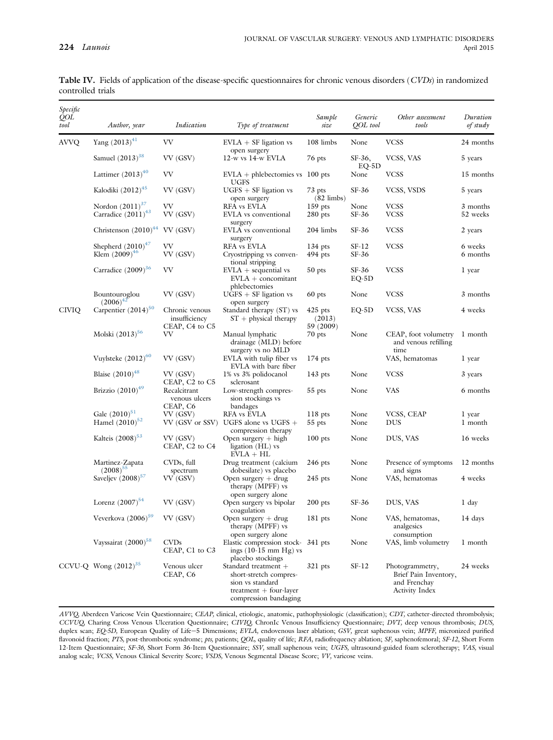**Table IV.** Fields of application of the disease-specific questionnaires for chronic venous disorders (*CVDs*) in randomized controlled trials

| *Specific QOL tool* | *Author, year* | *Indication* | *Type of treatment* | *Sample size* | *Generic QOL tool* | *Other assessment tools* | *Duration of study* |
|---|---|---|---|---|---|---|---|
| AVVQ | Yang (2013)[41] | VV | EVLA + SF ligation vs open surgery | 108 limbs | None | VCSS | 24 months |
| | Samuel (2013)[38] | VV (GSV) | 12-w vs 14-w EVLA | 76 pts | SF-36, EQ-5D | VCSS, VAS | 5 years |
| | Lattimer (2013)[40] | VV | EVLA + phlebectomies vs UGFS | 100 pts | None | VCSS | 15 months |
| | Kalodiki (2012)[45] | VV (GSV) | UGFS + SF ligation vs open surgery | 73 pts (82 limbs) | SF-36 | VCSS, VSDS | 5 years |
| | Nordon (2011)[37] | VV | RFA vs EVLA | 159 pts | None | VCSS | 3 months |
| | Carradice (2011)[43] | VV (GSV) | EVLA vs conventional surgery | 280 pts | SF-36 | VCSS | 52 weeks |
| | Christenson (2010)[44] | VV (GSV) | EVLA vs conventional surgery | 204 limbs | SF-36 | VCSS | 2 years |
| | Shepherd (2010)[47] | VV | RFA vs EVLA | 134 pts | SF-12 | VCSS | 6 weeks |
| | Klem (2009)[46] | VV (GSV) | Cryostripping vs conventional stripping | 494 pts | SF-36 | | 6 months |
| | Carradice (2009)[36] | VV | EVLA + sequential vs EVLA + concomitant phlebectomies | 50 pts | SF-36 EQ-5D | VCSS | 1 year |
| | Bountouroglou (2006)[42] | VV (GSV) | UGFS + SF ligation vs open surgery | 60 pts | None | VCSS | 3 months |
| CIVIQ | Carpentier (2014)[50] | Chronic venous insufficiency CEAP, C4 to C5 | Standard therapy (ST) vs ST + physical therapy | 425 pts (2013) 59 (2009) | EQ-5D | VCSS, VAS | 4 weeks |
| | Molski (2013)[56] | VV | Manual lymphatic drainage (MLD) before surgery vs no MLD | 70 pts | None | CEAP, foot volumetry and venous refilling time | 1 month |
| | Vuylsteke (2012)[60] | VV (GSV) | EVLA with tulip fiber vs EVLA with bare fiber | 174 pts | | VAS, hematomas | 1 year |
| | Blaise (2010)[48] | VV (GSV) CEAP, C2 to C5 | 1% vs 3% polidocanol sclerosant | 143 pts | None | VCSS | 3 years |
| | Brizzio (2010)[49] | Recalcitrant venous ulcers CEAP, C6 | Low-strength compression stockings vs bandages | 55 pts | None | VAS | 6 months |
| | Gale (2010)[51] | VV (GSV) | RFA vs EVLA | 118 pts | None | VCSS, CEAP | 1 year |
| | Hamel (2010)[52] | VV (GSV or SSV) | UGFS alone vs UGFS + compression therapy | 55 pts | None | DUS | 1 month |
| | Kalteis (2008)[53] | VV (GSV) CEAP, C2 to C4 | Open surgery + high ligation (HL) vs EVLA + HL | 100 pts | None | DUS, VAS | 16 weeks |
| | Martinez-Zapata (2008)[55] | CVDs, full spectrum | Drug treatment (calcium dobesilate) vs placebo | 246 pts | None | Presence of symptoms and signs | 12 months |
| | Saveljev (2008)[57] | VV (GSV) | Open surgery + drug therapy (MPFF) vs open surgery alone | 245 pts | None | VAS, hematomas | 4 weeks |
| | Lorenz (2007)[54] | VV (GSV) | Open surgery vs bipolar coagulation | 200 pts | SF-36 | DUS, VAS | 1 day |
| | Veverkova (2006)[59] | VV (GSV) | Open surgery + drug therapy (MPFF) vs open surgery alone | 181 pts | None | VAS, hematomas, analgesics consumption | 14 days |
| | Vayssairat (2000)[58] | CVDs CEAP, C1 to C3 | Elastic compression stockings (10-15 mm Hg) vs placebo stockings | 341 pts | None | VAS, limb volumetry | 1 month |
| CCVU-Q | Wong (2012)[35] | Venous ulcer CEAP, C6 | Standard treatment + short-stretch compression vs standard treatment + four-layer compression bandaging | 321 pts | SF-12 | Photogrammetry, Brief Pain Inventory, and Frenchay Activity Index | 24 weeks |

*AVVQ,* Aberdeen Varicose Vein Questionnaire; *CEAP,* clinical, etiologic, anatomic, pathophysiologic (classification); *CDT,* catheter-directed thrombolysis; *CCVUQ,* Charing Cross Venous Ulceration Questionnaire; *CIVIQ,* ChronIc Venous Insufficiency Questionnaire; *DVT,* deep venous thrombosis; *DUS,* duplex scan; *EQ-5D,* European Quality of Life–5 Dimensions; *EVLA,* endovenous laser ablation; *GSV,* great saphenous vein; *MPFF,* micronized purified flavonoid fraction; *PTS,* post-thrombotic syndrome; *pts,* patients; *QOL,* quality of life; *RFA,* radiofrequency ablation; *SF,* saphenofemoral; *SF-12,* Short Form 12-Item Questionnaire; *SF-36,* Short Form 36-Item Questionnaire; *SSV,* small saphenous vein; *UGFS,* ultrasound-guided foam sclerotherapy; *VAS,* visual analog scale; *VCSS,* Venous Clinical Severity Score; *VSDS,* Venous Segmental Disease Score; *VV,* varicose veins.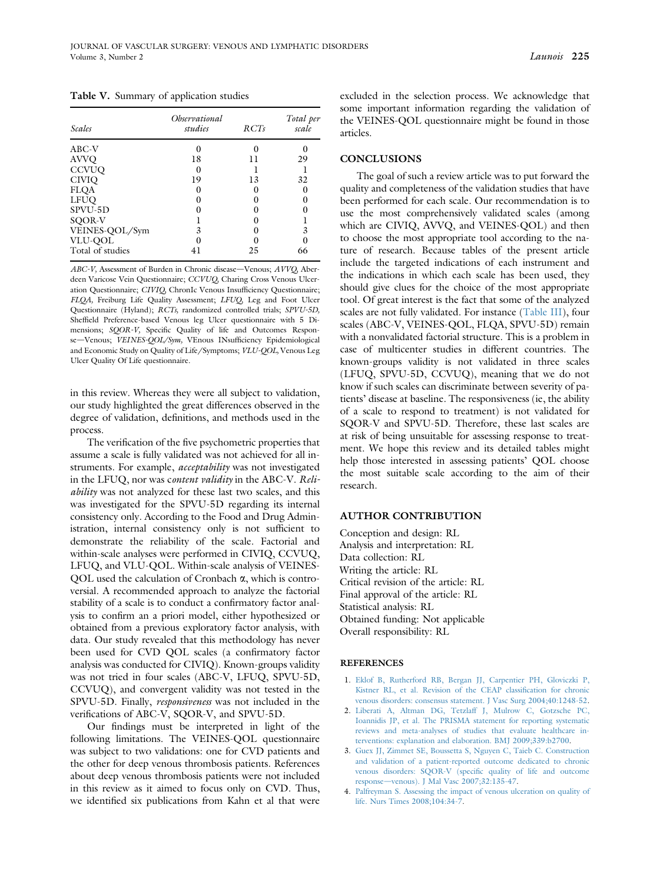**Table V.** Summary of application studies

| Scales | Observational studies | RCTs | Total per scale |
|---|---|---|---|
| ABC-V | 0 | 0 | 0 |
| AVVQ | 18 | 11 | 29 |
| CCVUQ | 0 | 1 | 1 |
| CIVIQ | 19 | 13 | 32 |
| FLQA | 0 | 0 | 0 |
| LFUQ | 0 | 0 | 0 |
| SPVU-5D | 0 | 0 | 0 |
| SQOR-V | 1 | 0 | 1 |
| VEINES-QOL/Sym | 3 | 0 | 3 |
| VLU-QOL | 0 | 0 | 0 |
| Total of studies | 41 | 25 | 66 |

*ABC-V,* Assessment of Burden in Chronic disease—Venous; *AVVQ,* Aberdeen Varicose Vein Questionnaire; *CCVUQ,* Charing Cross Venous Ulceration Questionnaire; *CIVIQ,* ChronIc Venous Insufficiency Questionnaire; *FLQA,* Freiburg Life Quality Assessment; *LFUQ,* Leg and Foot Ulcer Questionnaire (Hyland); *RCTs,* randomized controlled trials; *SPVU-5D,* Sheffield Preference-based Venous leg Ulcer questionnaire with 5 Dimensions; *SQOR-V,* Specific Quality of life and Outcomes Response—Venous; *VEINES-QOL/Sym,* VEnous INsufficiency Epidemiological and Economic Study on Quality of Life/Symptoms; *VLU-QOL,* Venous Leg Ulcer Quality Of Life questionnaire.

in this review. Whereas they were all subject to validation, our study highlighted the great differences observed in the degree of validation, definitions, and methods used in the process.

The verification of the five psychometric properties that assume a scale is fully validated was not achieved for all instruments. For example, *acceptability* was not investigated in the LFUQ, nor was c*ontent validity* in the ABC-V. *Reliability* was not analyzed for these last two scales, and this was investigated for the SPVU-5D regarding its internal consistency only. According to the Food and Drug Administration, internal consistency only is not sufficient to demonstrate the reliability of the scale. Factorial and within-scale analyses were performed in CIVIQ, CCVUQ, LFUQ, and VLU-QOL. Within-scale analysis of VEINES-QOL used the calculation of Cronbach $\alpha$, which is controversial. A recommended approach to analyze the factorial stability of a scale is to conduct a confirmatory factor analysis to confirm an a priori model, either hypothesized or obtained from a previous exploratory factor analysis, with data. Our study revealed that this methodology has never been used for CVD QOL scales (a confirmatory factor analysis was conducted for CIVIQ). Known-groups validity was not tried in four scales (ABC-V, LFUQ, SPVU-5D, CCVUQ), and convergent validity was not tested in the SPVU-5D. Finally, *responsiveness* was not included in the verifications of ABC-V, SQOR-V, and SPVU-5D.

Our findings must be interpreted in light of the following limitations. The VEINES-QOL questionnaire was subject to two validations: one for CVD patients and the other for deep venous thrombosis patients. References about deep venous thrombosis patients were not included in this review as it aimed to focus only on CVD. Thus, we identified six publications from Kahn et al that were excluded in the selection process. We acknowledge that some important information regarding the validation of the VEINES-QOL questionnaire might be found in those articles.

## CONCLUSIONS

The goal of such a review article was to put forward the quality and completeness of the validation studies that have been performed for each scale. Our recommendation is to use the most comprehensively validated scales (among which are CIVIQ, AVVQ, and VEINES-QOL) and then to choose the most appropriate tool according to the nature of research. Because tables of the present article include the targeted indications of each instrument and the indications in which each scale has been used, they should give clues for the choice of the most appropriate tool. Of great interest is the fact that some of the analyzed scales are not fully validated. For instance (Table III), four scales (ABC-V, VEINES-QOL, FLQA, SPVU-5D) remain with a nonvalidated factorial structure. This is a problem in case of multicenter studies in different countries. The known-groups validity is not validated in three scales (LFUQ, SPVU-5D, CCVUQ), meaning that we do not know if such scales can discriminate between severity of patients' disease at baseline. The responsiveness (ie, the ability of a scale to respond to treatment) is not validated for SQOR-V and SPVU-5D. Therefore, these last scales are at risk of being unsuitable for assessing response to treatment. We hope this review and its detailed tables might help those interested in assessing patients' QOL choose the most suitable scale according to the aim of their research.

## AUTHOR CONTRIBUTION

Conception and design: RL
Analysis and interpretation: RL
Data collection: RL
Writing the article: RL
Critical revision of the article: RL
Final approval of the article: RL
Statistical analysis: RL
Obtained funding: Not applicable
Overall responsibility: RL

## REFERENCES

1. Eklof B, Rutherford RB, Bergan JJ, Carpentier PH, Gloviczki P, Kistner RL, et al. Revision of the CEAP classification for chronic venous disorders: consensus statement. J Vasc Surg 2004;40:1248-52.
2. Liberati A, Altman DG, Tetzlaff J, Mulrow C, Gotzsche PC, Ioannidis JP, et al. The PRISMA statement for reporting systematic reviews and meta-analyses of studies that evaluate healthcare interventions: explanation and elaboration. BMJ 2009;339:b2700.
3. Guex JJ, Zimmet SE, Boussetta S, Nguyen C, Taieb C. Construction and validation of a patient-reported outcome dedicated to chronic venous disorders: SQOR-V (specific quality of life and outcome response—venous). J Mal Vasc 2007;32:135-47.
4. Palfreyman S. Assessing the impact of venous ulceration on quality of life. Nurs Times 2008;104:34-7.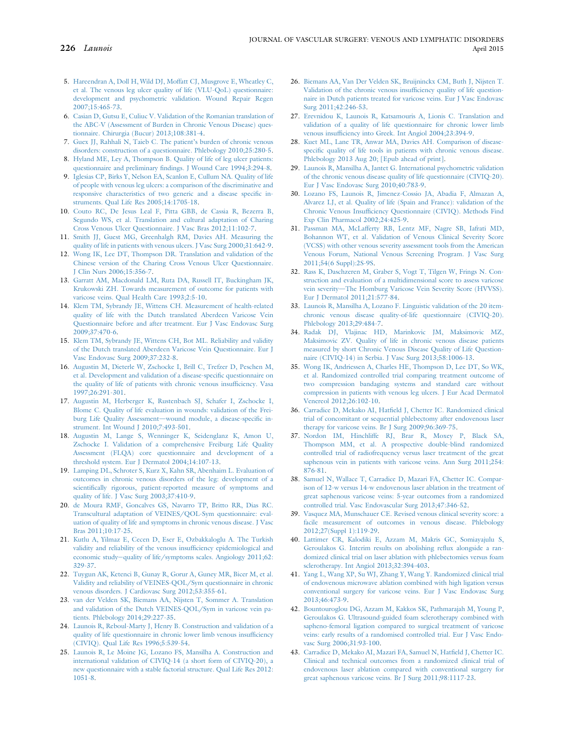5. Hareendran A, Doll H, Wild DJ, Moffatt CJ, Musgrove E, Wheatley C, et al. The venous leg ulcer quality of life (VLU-QoL) questionnaire: development and psychometric validation. Wound Repair Regen 2007;15:465-73.
6. Casian D, Gutsu E, Culiuc V. Validation of the Romanian translation of the ABC-V (Assessment of Burden in Chronic Venous Disease) questionnaire. Chirurgia (Bucur) 2013;108:381-4.
7. Guex JJ, Rahhali N, Taieb C. The patient's burden of chronic venous disorders: construction of a questionnaire. Phlebology 2010;25:280-5.
8. Hyland ME, Ley A, Thompson B. Quality of life of leg ulcer patients: questionnaire and preliminary findings. J Wound Care 1994;3:294-8.
9. Iglesias CP, Birks Y, Nelson EA, Scanlon E, Cullum NA. Quality of life of people with venous leg ulcers: a comparison of the discriminative and responsive characteristics of two generic and a disease specific instruments. Qual Life Res 2005;14:1705-18.
10. Couto RC, De Jesus Leal F, Pitta GBB, de Cassia R, Bezerra B, Segundo WS, et al. Translation and cultural adaptation of Charing Cross Venous Ulcer Questionnaire. J Vasc Bras 2012;11:102-7.
11. Smith JJ, Guest MG, Greenhalgh RM, Davies AH. Measuring the quality of life in patients with venous ulcers. J Vasc Surg 2000;31:642-9.
12. Wong IK, Lee DT, Thompson DR. Translation and validation of the Chinese version of the Charing Cross Venous Ulcer Questionnaire. J Clin Nurs 2006;15:356-7.
13. Garratt AM, Macdonald LM, Ruta DA, Russell IT, Buckingham JK, Krukowski ZH. Towards measurement of outcome for patients with varicose veins. Qual Health Care 1993;2:5-10.
14. Klem TM, Sybrandy JE, Wittens CH. Measurement of health-related quality of life with the Dutch translated Aberdeen Varicose Vein Questionnaire before and after treatment. Eur J Vasc Endovasc Surg 2009;37:470-6.
15. Klem TM, Sybrandy JE, Wittens CH, Bot ML. Reliability and validity of the Dutch translated Aberdeen Varicose Vein Questionnaire. Eur J Vasc Endovasc Surg 2009;37:232-8.
16. Augustin M, Dieterle W, Zschocke I, Brill C, Trefzer D, Peschen M, et al. Development and validation of a disease-specific questionnaire on the quality of life of patients with chronic venous insufficiency. Vasa 1997;26:291-301.
17. Augustin M, Herberger K, Rustenbach SJ, Schafer I, Zschocke I, Blome C. Quality of life evaluation in wounds: validation of the Freiburg Life Quality Assessment—wound module, a disease-specific instrument. Int Wound J 2010;7:493-501.
18. Augustin M, Lange S, Wenninger K, Seidenglanz K, Amon U, Zschocke I. Validation of a comprehensive Freiburg Life Quality Assessment (FLQA) core questionnaire and development of a threshold system. Eur J Dermatol 2004;14:107-13.
19. Lamping DL, Schroter S, Kurz X, Kahn SR, Abenhaim L. Evaluation of outcomes in chronic venous disorders of the leg: development of a scientifically rigorous, patient-reported measure of symptoms and quality of life. J Vasc Surg 2003;37:410-9.
20. de Moura RMF, Goncalves GS, Navarro TP, Britto RR, Dias RC. Transcultural adaptation of VEINES/QOL-Sym questionnaire: evaluation of quality of life and symptoms in chronic venous disease. J Vasc Bras 2011;10:17-25.
21. Kutlu A, Yilmaz E, Cecen D, Eser E, Ozbakkaloglu A. The Turkish validity and reliability of the venous insufficiency epidemiological and economic study—quality of life/symptoms scales. Angiology 2011;62: 329-37.
22. Tuygun AK, Ketenci B, Gunay R, Gorur A, Guney MR, Bicer M, et al. Validity and reliability of VEINES-QOL/Sym questionnaire in chronic venous disorders. J Cardiovasc Surg 2012;53:355-61.
23. van der Velden SK, Biemans AA, Nijsten T, Sommer A. Translation and validation of the Dutch VEINES-QOL/Sym in varicose vein patients. Phlebology 2014;29:227-35.
24. Launois R, Reboul-Marty J, Henry B. Construction and validation of a quality of life questionnaire in chronic lower limb venous insufficiency (CIVIQ). Qual Life Res 1996;5:539-54.
25. Launois R, Le Moine JG, Lozano FS, Mansilha A. Construction and international validation of CIVIQ-14 (a short form of CIVIQ-20), a new questionnaire with a stable factorial structure. Qual Life Res 2012: 1051-8.
26. Biemans AA, Van Der Velden SK, Bruijninckx CM, Buth J, Nijsten T. Validation of the chronic venous insufficiency quality of life questionnaire in Dutch patients treated for varicose veins. Eur J Vasc Endovasc Surg 2011;42:246-53.
27. Erevnidou K, Launois R, Katsamouris A, Lionis C. Translation and validation of a quality of life questionnaire for chronic lower limb venous insufficiency into Greek. Int Angiol 2004;23:394-9.
28. Kuet ML, Lane TR, Anwar MA, Davies AH. Comparison of disease-specific quality of life tools in patients with chronic venous disease. Phlebology 2013 Aug 20; [Epub ahead of print].
29. Launois R, Mansilha A, Jantet G. International psychometric validation of the chronic venous disease quality of life questionnaire (CIVIQ-20). Eur J Vasc Endovasc Surg 2010;40:783-9.
30. Lozano FS, Launois R, Jimenez-Cossio JA, Abadia F, Almazan A, Alvarez LJ, et al. Quality of life (Spain and France): validation of the Chronic Venous Insufficiency Questionnaire (CIVIQ). Methods Find Exp Clin Pharmacol 2002;24:425-9.
31. Passman MA, McLafferty RB, Lentz MF, Nagre SB, Iafrati MD, Bohannon WT, et al. Validation of Venous Clinical Severity Score (VCSS) with other venous severity assessment tools from the American Venous Forum, National Venous Screening Program. J Vasc Surg 2011;54(6 Suppl):2S-9S.
32. Rass K, Daschzeren M, Graber S, Vogt T, Tilgen W, Frings N. Construction and evaluation of a multidimensional score to assess varicose vein severity—The Homburg Varicose Vein Severity Score (HVVSS). Eur J Dermatol 2011;21:577-84.
33. Launois R, Mansilha A, Lozano F. Linguistic validation of the 20 item-chronic venous disease quality-of-life questionnaire (CIVIQ-20). Phlebology 2013;29:484-7.
34. Radak DJ, Vlajinac HD, Marinkovic JM, Maksimovic MZ, Maksimovic ZV. Quality of life in chronic venous disease patients measured by short Chronic Venous Disease Quality of Life Questionnaire (CIVIQ-14) in Serbia. J Vasc Surg 2013;58:1006-13.
35. Wong IK, Andriessen A, Charles HE, Thompson D, Lee DT, So WK, et al. Randomized controlled trial comparing treatment outcome of two compression bandaging systems and standard care without compression in patients with venous leg ulcers. J Eur Acad Dermatol Venereol 2012;26:102-10.
36. Carradice D, Mekako AI, Hatfield J, Chetter IC. Randomized clinical trial of concomitant or sequential phlebectomy after endovenous laser therapy for varicose veins. Br J Surg 2009;96:369-75.
37. Nordon IM, Hinchliffe RJ, Brar R, Moxey P, Black SA, Thompson MM, et al. A prospective double-blind randomized controlled trial of radiofrequency versus laser treatment of the great saphenous vein in patients with varicose veins. Ann Surg 2011;254: 876-81.
38. Samuel N, Wallace T, Carradice D, Mazari FA, Chetter IC. Comparison of 12-w versus 14-w endovenous laser ablation in the treatment of great saphenous varicose veins: 5-year outcomes from a randomized controlled trial. Vasc Endovascular Surg 2013;47:346-52.
39. Vasquez MA, Munschauer CE. Revised venous clinical severity score: a facile measurement of outcomes in venous disease. Phlebology 2012;27(Suppl 1):119-29.
40. Lattimer CR, Kalodiki E, Azzam M, Makris GC, Somiayajulu S, Geroulakos G. Interim results on abolishing reflux alongside a randomized clinical trial on laser ablation with phlebectomies versus foam sclerotherapy. Int Angiol 2013;32:394-403.
41. Yang L, Wang XP, Su WJ, Zhang Y, Wang Y. Randomized clinical trial of endovenous microwave ablation combined with high ligation versus conventional surgery for varicose veins. Eur J Vasc Endovasc Surg 2013;46:473-9.
42. Bountouroglou DG, Azzam M, Kakkos SK, Pathmarajah M, Young P, Geroulakos G. Ultrasound-guided foam sclerotherapy combined with sapheno-femoral ligation compared to surgical treatment of varicose veins: early results of a randomised controlled trial. Eur J Vasc Endovasc Surg 2006;31:93-100.
43. Carradice D, Mekako AI, Mazari FA, Samuel N, Hatfield J, Chetter IC. Clinical and technical outcomes from a randomized clinical trial of endovenous laser ablation compared with conventional surgery for great saphenous varicose veins. Br J Surg 2011;98:1117-23.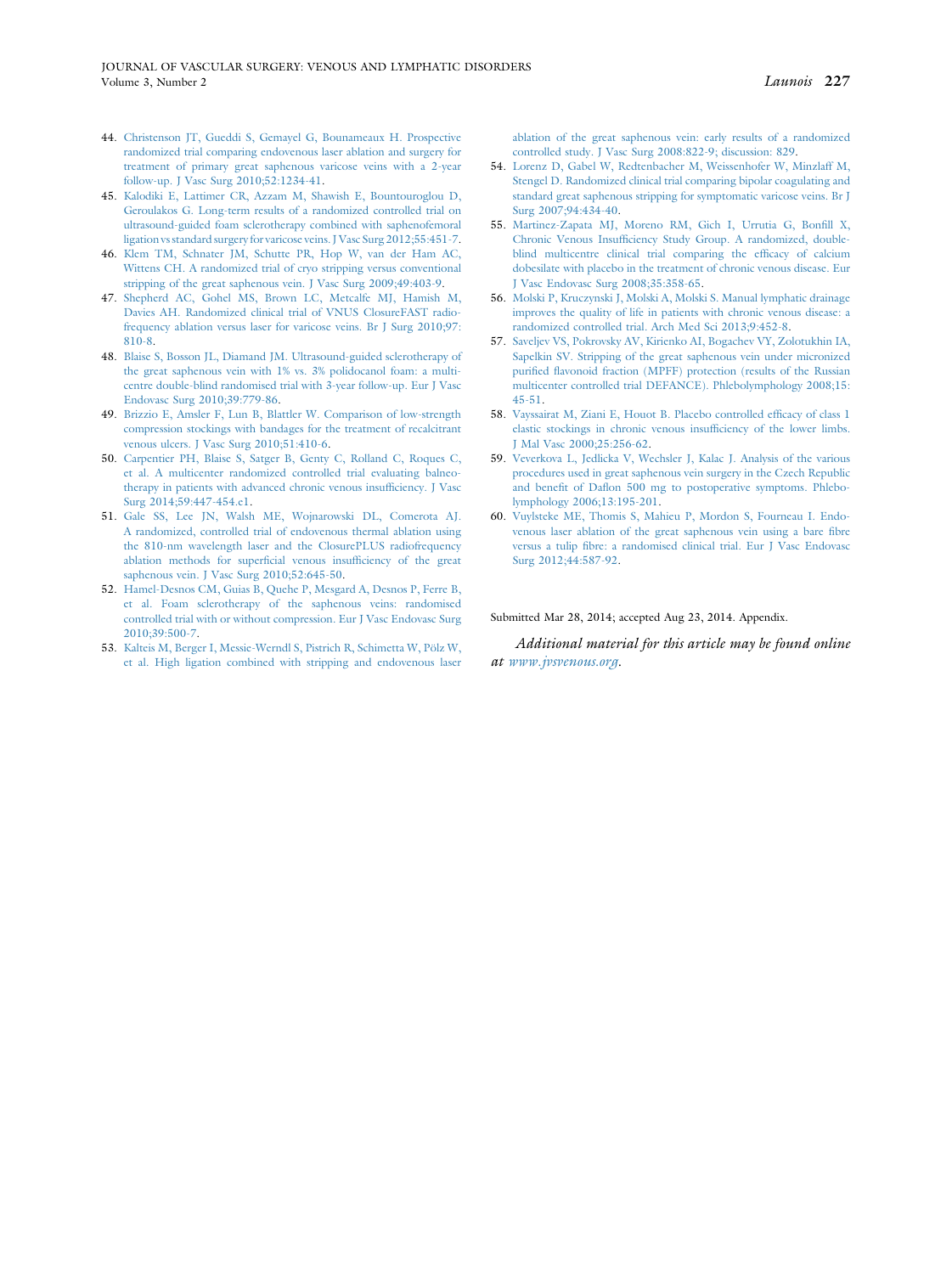44. Christenson JT, Gueddi S, Gemayel G, Bounameaux H. Prospective randomized trial comparing endovenous laser ablation and surgery for treatment of primary great saphenous varicose veins with a 2-year follow-up. J Vasc Surg 2010;52:1234-41.
45. Kalodiki E, Lattimer CR, Azzam M, Shawish E, Bountouroglou D, Geroulakos G. Long-term results of a randomized controlled trial on ultrasound-guided foam sclerotherapy combined with saphenofemoral ligation vs standard surgery for varicose veins. J Vasc Surg 2012;55:451-7.
46. Klem TM, Schnater JM, Schutte PR, Hop W, van der Ham AC, Wittens CH. A randomized trial of cryo stripping versus conventional stripping of the great saphenous vein. J Vasc Surg 2009;49:403-9.
47. Shepherd AC, Gohel MS, Brown LC, Metcalfe MJ, Hamish M, Davies AH. Randomized clinical trial of VNUS ClosureFAST radiofrequency ablation versus laser for varicose veins. Br J Surg 2010;97:810-8.
48. Blaise S, Bosson JL, Diamand JM. Ultrasound-guided sclerotherapy of the great saphenous vein with 1% vs. 3% polidocanol foam: a multicentre double-blind randomised trial with 3-year follow-up. Eur J Vasc Endovasc Surg 2010;39:779-86.
49. Brizzio E, Amsler F, Lun B, Blattler W. Comparison of low-strength compression stockings with bandages for the treatment of recalcitrant venous ulcers. J Vasc Surg 2010;51:410-6.
50. Carpentier PH, Blaise S, Satger B, Genty C, Rolland C, Roques C, et al. A multicenter randomized controlled trial evaluating balneotherapy in patients with advanced chronic venous insufficiency. J Vasc Surg 2014;59:447-454.e1.
51. Gale SS, Lee JN, Walsh ME, Wojnarowski DL, Comerota AJ. A randomized, controlled trial of endovenous thermal ablation using the 810-nm wavelength laser and the ClosurePLUS radiofrequency ablation methods for superficial venous insufficiency of the great saphenous vein. J Vasc Surg 2010;52:645-50.
52. Hamel-Desnos CM, Guias B, Quehe P, Mesgard A, Desnos P, Ferre B, et al. Foam sclerotherapy of the saphenous veins: randomised controlled trial with or without compression. Eur J Vasc Endovasc Surg 2010;39:500-7.
53. Kalteis M, Berger I, Messie-Werndl S, Pistrich R, Schimetta W, Pölz W, et al. High ligation combined with stripping and endovenous laser ablation of the great saphenous vein: early results of a randomized controlled study. J Vasc Surg 2008:822-9; discussion: 829.
54. Lorenz D, Gabel W, Redtenbacher M, Weissenhofer W, Minzlaff M, Stengel D. Randomized clinical trial comparing bipolar coagulating and standard great saphenous stripping for symptomatic varicose veins. Br J Surg 2007;94:434-40.
55. Martinez-Zapata MJ, Moreno RM, Gich I, Urrutia G, Bonfill X, Chronic Venous Insufficiency Study Group. A randomized, double-blind multicentre clinical trial comparing the efficacy of calcium dobesilate with placebo in the treatment of chronic venous disease. Eur J Vasc Endovasc Surg 2008;35:358-65.
56. Molski P, Kruczynski J, Molski A, Molski S. Manual lymphatic drainage improves the quality of life in patients with chronic venous disease: a randomized controlled trial. Arch Med Sci 2013;9:452-8.
57. Saveljev VS, Pokrovsky AV, Kirienko AI, Bogachev VY, Zolotukhin IA, Sapelkin SV. Stripping of the great saphenous vein under micronized purified flavonoid fraction (MPFF) protection (results of the Russian multicenter controlled trial DEFANCE). Phlebolymphology 2008;15:45-51.
58. Vayssairat M, Ziani E, Houot B. Placebo controlled efficacy of class 1 elastic stockings in chronic venous insufficiency of the lower limbs. J Mal Vasc 2000;25:256-62.
59. Veverkova L, Jedlicka V, Wechsler J, Kalac J. Analysis of the various procedures used in great saphenous vein surgery in the Czech Republic and benefit of Daflon 500 mg to postoperative symptoms. Phlebolymphology 2006;13:195-201.
60. Vuylsteke ME, Thomis S, Mahieu P, Mordon S, Fourneau I. Endovenous laser ablation of the great saphenous vein using a bare fibre versus a tulip fibre: a randomised clinical trial. Eur J Vasc Endovasc Surg 2012;44:587-92.

Submitted Mar 28, 2014; accepted Aug 23, 2014. Appendix.

*Additional material for this article may be found online at www.jvsvenous.org.*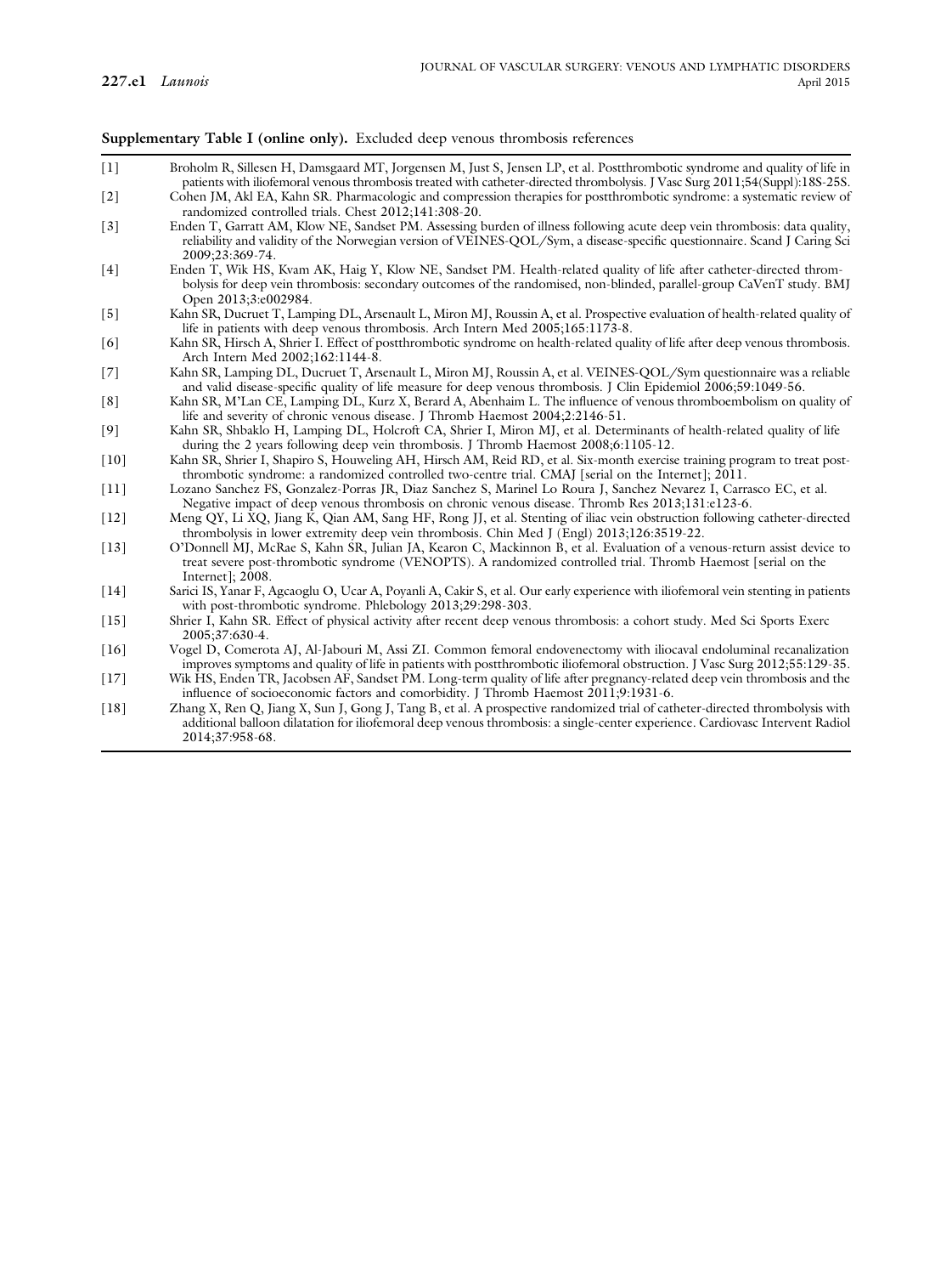**Supplementary Table I (online only).** Excluded deep venous thrombosis references

| | |
|---|---|
| [1] | Broholm R, Sillesen H, Damsgaard MT, Jorgensen M, Just S, Jensen LP, et al. Postthrombotic syndrome and quality of life in patients with iliofemoral venous thrombosis treated with catheter-directed thrombolysis. J Vasc Surg 2011;54(Suppl):18S-25S. |
| [2] | Cohen JM, Akl EA, Kahn SR. Pharmacologic and compression therapies for postthrombotic syndrome: a systematic review of randomized controlled trials. Chest 2012;141:308-20. |
| [3] | Enden T, Garratt AM, Klow NE, Sandset PM. Assessing burden of illness following acute deep vein thrombosis: data quality, reliability and validity of the Norwegian version of VEINES-QOL/Sym, a disease-specific questionnaire. Scand J Caring Sci 2009;23:369-74. |
| [4] | Enden T, Wik HS, Kvam AK, Haig Y, Klow NE, Sandset PM. Health-related quality of life after catheter-directed thrombolysis for deep vein thrombosis: secondary outcomes of the randomised, non-blinded, parallel-group CaVenT study. BMJ Open 2013;3:e002984. |
| [5] | Kahn SR, Ducruet T, Lamping DL, Arsenault L, Miron MJ, Roussin A, et al. Prospective evaluation of health-related quality of life in patients with deep venous thrombosis. Arch Intern Med 2005;165:1173-8. |
| [6] | Kahn SR, Hirsch A, Shrier I. Effect of postthrombotic syndrome on health-related quality of life after deep venous thrombosis. Arch Intern Med 2002;162:1144-8. |
| [7] | Kahn SR, Lamping DL, Ducruet T, Arsenault L, Miron MJ, Roussin A, et al. VEINES-QOL/Sym questionnaire was a reliable and valid disease-specific quality of life measure for deep venous thrombosis. J Clin Epidemiol 2006;59:1049-56. |
| [8] | Kahn SR, M'Lan CE, Lamping DL, Kurz X, Berard A, Abenhaim L. The influence of venous thromboembolism on quality of life and severity of chronic venous disease. J Thromb Haemost 2004;2:2146-51. |
| [9] | Kahn SR, Shbaklo H, Lamping DL, Holcroft CA, Shrier I, Miron MJ, et al. Determinants of health-related quality of life during the 2 years following deep vein thrombosis. J Thromb Haemost 2008;6:1105-12. |
| [10] | Kahn SR, Shrier I, Shapiro S, Houweling AH, Hirsch AM, Reid RD, et al. Six-month exercise training program to treat post-thrombotic syndrome: a randomized controlled two-centre trial. CMAJ [serial on the Internet]; 2011. |
| [11] | Lozano Sanchez FS, Gonzalez-Porras JR, Diaz Sanchez S, Marinel Lo Roura J, Sanchez Nevarez I, Carrasco EC, et al. Negative impact of deep venous thrombosis on chronic venous disease. Thromb Res 2013;131:e123-6. |
| [12] | Meng QY, Li XQ, Jiang K, Qian AM, Sang HF, Rong JJ, et al. Stenting of iliac vein obstruction following catheter-directed thrombolysis in lower extremity deep vein thrombosis. Chin Med J (Engl) 2013;126:3519-22. |
| [13] | O'Donnell MJ, McRae S, Kahn SR, Julian JA, Kearon C, Mackinnon B, et al. Evaluation of a venous-return assist device to treat severe post-thrombotic syndrome (VENOPTS). A randomized controlled trial. Thromb Haemost [serial on the Internet]; 2008. |
| [14] | Sarici IS, Yanar F, Agcaoglu O, Ucar A, Poyanli A, Cakir S, et al. Our early experience with iliofemoral vein stenting in patients with post-thrombotic syndrome. Phlebology 2013;29:298-303. |
| [15] | Shrier I, Kahn SR. Effect of physical activity after recent deep venous thrombosis: a cohort study. Med Sci Sports Exerc 2005;37:630-4. |
| [16] | Vogel D, Comerota AJ, Al-Jabouri M, Assi ZI. Common femoral endovenectomy with iliocaval endoluminal recanalization improves symptoms and quality of life in patients with postthrombotic iliofemoral obstruction. J Vasc Surg 2012;55:129-35. |
| [17] | Wik HS, Enden TR, Jacobsen AF, Sandset PM. Long-term quality of life after pregnancy-related deep vein thrombosis and the influence of socioeconomic factors and comorbidity. J Thromb Haemost 2011;9:1931-6. |
| [18] | Zhang X, Ren Q, Jiang X, Sun J, Gong J, Tang B, et al. A prospective randomized trial of catheter-directed thrombolysis with additional balloon dilatation for iliofemoral deep venous thrombosis: a single-center experience. Cardiovasc Intervent Radiol 2014;37:958-68. |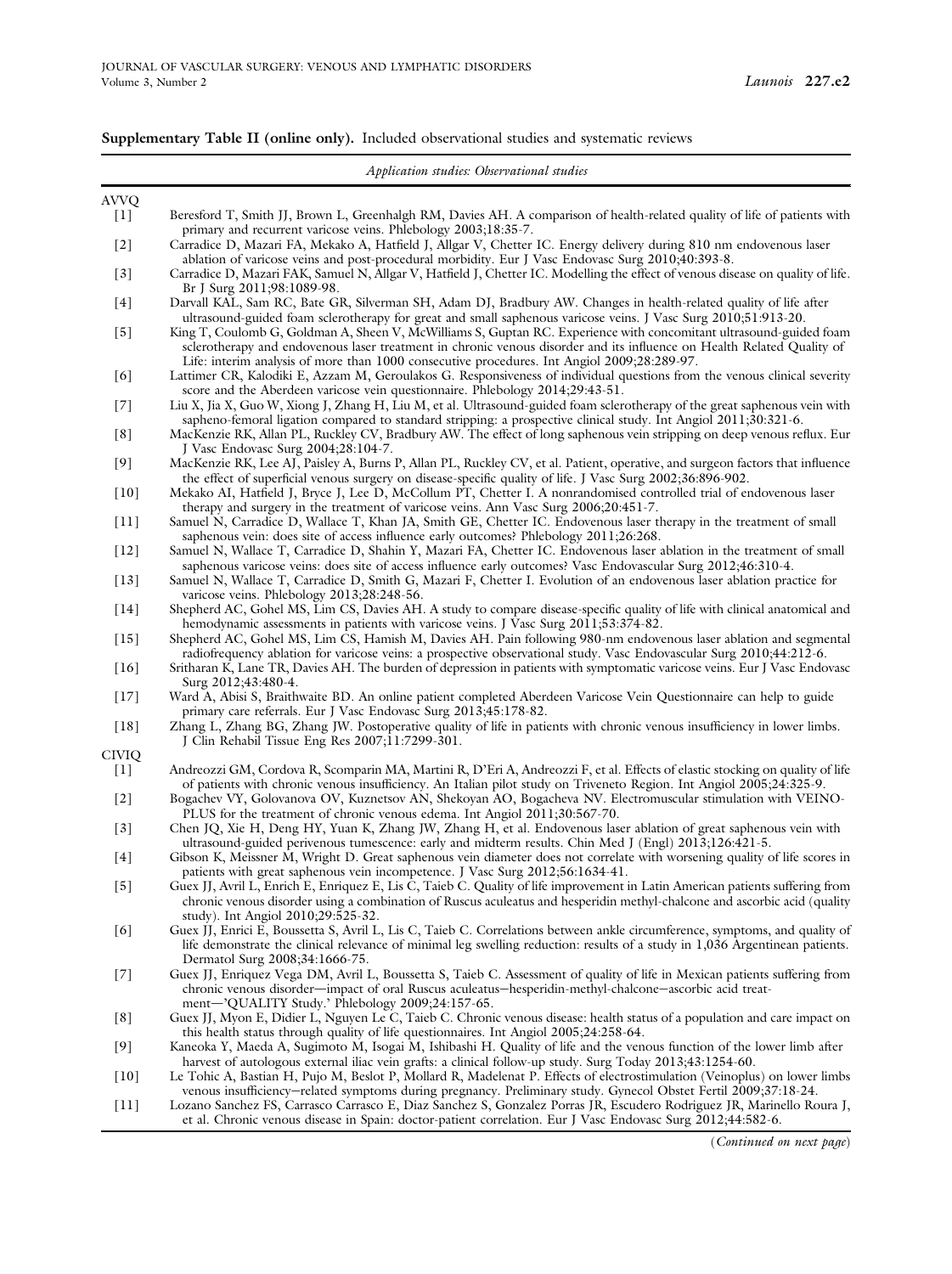**Supplementary Table II (online only).** Included observational studies and systematic reviews

| *Application studies: Observational studies* | |
|---|---|
| AVVQ | |
| [1] | Beresford T, Smith JJ, Brown L, Greenhalgh RM, Davies AH. A comparison of health-related quality of life of patients with primary and recurrent varicose veins. Phlebology 2003;18:35-7. |
| [2] | Carradice D, Mazari FA, Mekako A, Hatfield J, Allgar V, Chetter IC. Energy delivery during 810 nm endovenous laser ablation of varicose veins and post-procedural morbidity. Eur J Vasc Endovasc Surg 2010;40:393-8. |
| [3] | Carradice D, Mazari FAK, Samuel N, Allgar V, Hatfield J, Chetter IC. Modelling the effect of venous disease on quality of life. Br J Surg 2011;98:1089-98. |
| [4] | Darvall KAL, Sam RC, Bate GR, Silverman SH, Adam DJ, Bradbury AW. Changes in health-related quality of life after ultrasound-guided foam sclerotherapy for great and small saphenous varicose veins. J Vasc Surg 2010;51:913-20. |
| [5] | King T, Coulomb G, Goldman A, Sheen V, McWilliams S, Guptan RC. Experience with concomitant ultrasound-guided foam sclerotherapy and endovenous laser treatment in chronic venous disorder and its influence on Health Related Quality of Life: interim analysis of more than 1000 consecutive procedures. Int Angiol 2009;28:289-97. |
| [6] | Lattimer CR, Kalodiki E, Azzam M, Geroulakos G. Responsiveness of individual questions from the venous clinical severity score and the Aberdeen varicose vein questionnaire. Phlebology 2014;29:43-51. |
| [7] | Liu X, Jia X, Guo W, Xiong J, Zhang H, Liu M, et al. Ultrasound-guided foam sclerotherapy of the great saphenous vein with sapheno-femoral ligation compared to standard stripping: a prospective clinical study. Int Angiol 2011;30:321-6. |
| [8] | MacKenzie RK, Allan PL, Ruckley CV, Bradbury AW. The effect of long saphenous vein stripping on deep venous reflux. Eur J Vasc Endovasc Surg 2004;28:104-7. |
| [9] | MacKenzie RK, Lee AJ, Paisley A, Burns P, Allan PL, Ruckley CV, et al. Patient, operative, and surgeon factors that influence the effect of superficial venous surgery on disease-specific quality of life. J Vasc Surg 2002;36:896-902. |
| [10] | Mekako AI, Hatfield J, Bryce J, Lee D, McCollum PT, Chetter I. A nonrandomised controlled trial of endovenous laser therapy and surgery in the treatment of varicose veins. Ann Vasc Surg 2006;20:451-7. |
| [11] | Samuel N, Carradice D, Wallace T, Khan JA, Smith GE, Chetter IC. Endovenous laser therapy in the treatment of small saphenous vein: does site of access influence early outcomes? Phlebology 2011;26:268. |
| [12] | Samuel N, Wallace T, Carradice D, Shahin Y, Mazari FA, Chetter IC. Endovenous laser ablation in the treatment of small saphenous varicose veins: does site of access influence early outcomes? Vasc Endovascular Surg 2012;46:310-4. |
| [13] | Samuel N, Wallace T, Carradice D, Smith G, Mazari F, Chetter I. Evolution of an endovenous laser ablation practice for varicose veins. Phlebology 2013;28:248-56. |
| [14] | Shepherd AC, Gohel MS, Lim CS, Davies AH. A study to compare disease-specific quality of life with clinical anatomical and hemodynamic assessments in patients with varicose veins. J Vasc Surg 2011;53:374-82. |
| [15] | Shepherd AC, Gohel MS, Lim CS, Hamish M, Davies AH. Pain following 980-nm endovenous laser ablation and segmental radiofrequency ablation for varicose veins: a prospective observational study. Vasc Endovascular Surg 2010;44:212-6. |
| [16] | Sritharan K, Lane TR, Davies AH. The burden of depression in patients with symptomatic varicose veins. Eur J Vasc Endovasc Surg 2012;43:480-4. |
| [17] | Ward A, Abisi S, Braithwaite BD. An online patient completed Aberdeen Varicose Vein Questionnaire can help to guide primary care referrals. Eur J Vasc Endovasc Surg 2013;45:178-82. |
| [18] | Zhang L, Zhang BG, Zhang JW. Postoperative quality of life in patients with chronic venous insufficiency in lower limbs. J Clin Rehabil Tissue Eng Res 2007;11:7299-301. |
| CIVIQ | |
| [1] | Andreozzi GM, Cordova R, Scomparin MA, Martini R, D'Eri A, Andreozzi F, et al. Effects of elastic stocking on quality of life of patients with chronic venous insufficiency. An Italian pilot study on Triveneto Region. Int Angiol 2005;24:325-9. |
| [2] | Bogachev VY, Golovanova OV, Kuznetsov AN, Shekoyan AO, Bogacheva NV. Electromuscular stimulation with VEINO-PLUS for the treatment of chronic venous edema. Int Angiol 2011;30:567-70. |
| [3] | Chen JQ, Xie H, Deng HY, Yuan K, Zhang JW, Zhang H, et al. Endovenous laser ablation of great saphenous vein with ultrasound-guided perivenous tumescence: early and midterm results. Chin Med J (Engl) 2013;126:421-5. |
| [4] | Gibson K, Meissner M, Wright D. Great saphenous vein diameter does not correlate with worsening quality of life scores in patients with great saphenous vein incompetence. J Vasc Surg 2012;56:1634-41. |
| [5] | Guex JJ, Avril L, Enrich E, Enriquez E, Lis C, Taieb C. Quality of life improvement in Latin American patients suffering from chronic venous disorder using a combination of Ruscus aculeatus and hesperidin methyl-chalcone and ascorbic acid (quality study). Int Angiol 2010;29:525-32. |
| [6] | Guex JJ, Enrici E, Boussetta S, Avril L, Lis C, Taieb C. Correlations between ankle circumference, symptoms, and quality of life demonstrate the clinical relevance of minimal leg swelling reduction: results of a study in 1,036 Argentinean patients. Dermatol Surg 2008;34:1666-75. |
| [7] | Guex JJ, Enriquez Vega DM, Avril L, Boussetta S, Taieb C. Assessment of quality of life in Mexican patients suffering from chronic venous disorder—impact of oral Ruscus aculeatus–hesperidin-methyl-chalcone–ascorbic acid treatment—'QUALITY Study.' Phlebology 2009;24:157-65. |
| [8] | Guex JJ, Myon E, Didier L, Nguyen Le C, Taieb C. Chronic venous disease: health status of a population and care impact on this health status through quality of life questionnaires. Int Angiol 2005;24:258-64. |
| [9] | Kaneoka Y, Maeda A, Sugimoto M, Isogai M, Ishibashi H. Quality of life and the venous function of the lower limb after harvest of autologous external iliac vein grafts: a clinical follow-up study. Surg Today 2013;43:1254-60. |
| [10] | Le Tohic A, Bastian H, Pujo M, Beslot P, Mollard R, Madelenat P. Effects of electrostimulation (Veinoplus) on lower limbs venous insufficiency–related symptoms during pregnancy. Preliminary study. Gynecol Obstet Fertil 2009;37:18-24. |
| [11] | Lozano Sanchez FS, Carrasco Carrasco E, Diaz Sanchez S, Gonzalez Porras JR, Escudero Rodriguez JR, Marinello Roura J, et al. Chronic venous disease in Spain: doctor-patient correlation. Eur J Vasc Endovasc Surg 2012;44:582-6. |

(*Continued on next page*)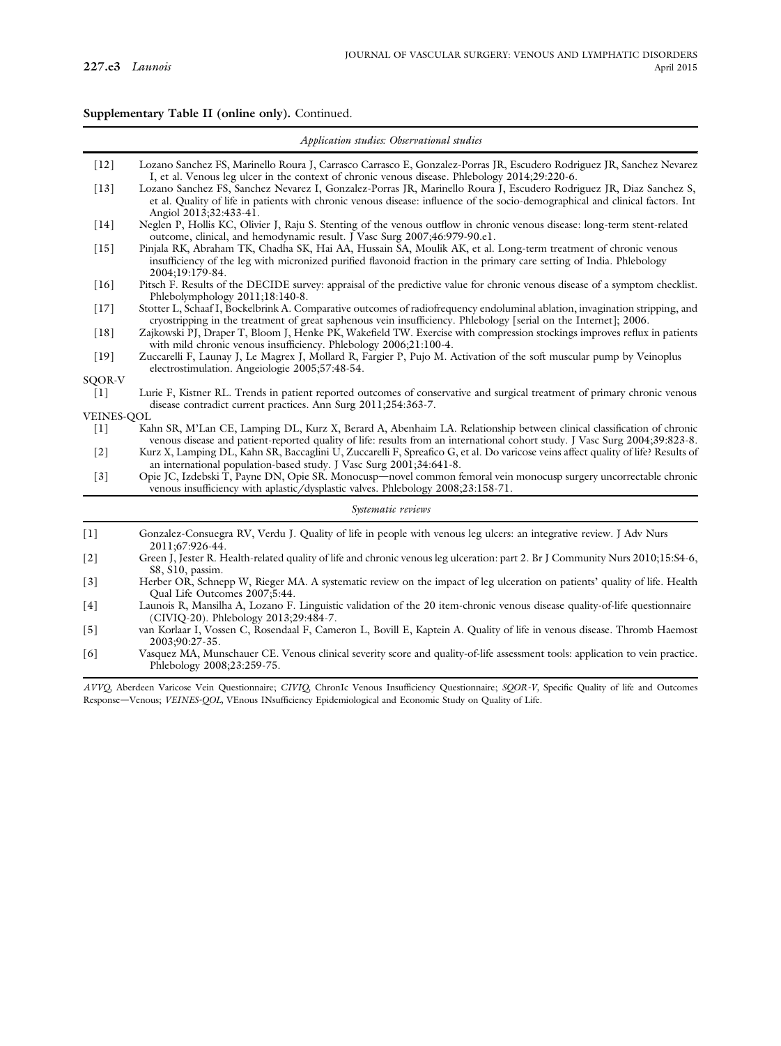**Supplementary Table II (online only).** Continued.

| | |
|---|---|
| | *Application studies: Observational studies* |
| [12] | Lozano Sanchez FS, Marinello Roura J, Carrasco Carrasco E, Gonzalez-Porras JR, Escudero Rodriguez JR, Sanchez Nevarez I, et al. Venous leg ulcer in the context of chronic venous disease. Phlebology 2014;29:220-6. |
| [13] | Lozano Sanchez FS, Sanchez Nevarez I, Gonzalez-Porras JR, Marinello Roura J, Escudero Rodriguez JR, Diaz Sanchez S, et al. Quality of life in patients with chronic venous disease: influence of the socio-demographical and clinical factors. Int Angiol 2013;32:433-41. |
| [14] | Neglen P, Hollis KC, Olivier J, Raju S. Stenting of the venous outflow in chronic venous disease: long-term stent-related outcome, clinical, and hemodynamic result. J Vasc Surg 2007;46:979-90.e1. |
| [15] | Pinjala RK, Abraham TK, Chadha SK, Hai AA, Hussain SA, Moulik AK, et al. Long-term treatment of chronic venous insufficiency of the leg with micronized purified flavonoid fraction in the primary care setting of India. Phlebology 2004;19:179-84. |
| [16] | Pitsch F. Results of the DECIDE survey: appraisal of the predictive value for chronic venous disease of a symptom checklist. Phlebolymphology 2011;18:140-8. |
| [17] | Stotter L, Schaaf I, Bockelbrink A. Comparative outcomes of radiofrequency endoluminal ablation, invagination stripping, and cryostripping in the treatment of great saphenous vein insufficiency. Phlebology [serial on the Internet]; 2006. |
| [18] | Zajkowski PJ, Draper T, Bloom J, Henke PK, Wakefield TW. Exercise with compression stockings improves reflux in patients with mild chronic venous insufficiency. Phlebology 2006;21:100-4. |
| [19] | Zuccarelli F, Launay J, Le Magrex J, Mollard R, Fargier P, Pujo M. Activation of the soft muscular pump by Veinoplus electrostimulation. Angeiologie 2005;57:48-54. |
| SQOR-V | |
| [1] | Lurie F, Kistner RL. Trends in patient reported outcomes of conservative and surgical treatment of primary chronic venous disease contradict current practices. Ann Surg 2011;254:363-7. |
| VEINES-QOL | |
| [1] | Kahn SR, M'Lan CE, Lamping DL, Kurz X, Berard A, Abenhaim LA. Relationship between clinical classification of chronic venous disease and patient-reported quality of life: results from an international cohort study. J Vasc Surg 2004;39:823-8. |
| [2] | Kurz X, Lamping DL, Kahn SR, Baccaglini U, Zuccarelli F, Spreafico G, et al. Do varicose veins affect quality of life? Results of an international population-based study. J Vasc Surg 2001;34:641-8. |
| [3] | Opie JC, Izdebski T, Payne DN, Opie SR. Monocusp—novel common femoral vein monocusp surgery uncorrectable chronic venous insufficiency with aplastic/dysplastic valves. Phlebology 2008;23:158-71. |
| | *Systematic reviews* |
| [1] | Gonzalez-Consuegra RV, Verdu J. Quality of life in people with venous leg ulcers: an integrative review. J Adv Nurs 2011;67:926-44. |
| [2] | Green J, Jester R. Health-related quality of life and chronic venous leg ulceration: part 2. Br J Community Nurs 2010;15:S4-6, S8, S10, passim. |
| [3] | Herber OR, Schnepp W, Rieger MA. A systematic review on the impact of leg ulceration on patients' quality of life. Health Qual Life Outcomes 2007;5:44. |
| [4] | Launois R, Mansilha A, Lozano F. Linguistic validation of the 20 item-chronic venous disease quality-of-life questionnaire (CIVIQ-20). Phlebology 2013;29:484-7. |
| [5] | van Korlaar I, Vossen C, Rosendaal F, Cameron L, Bovill E, Kaptein A. Quality of life in venous disease. Thromb Haemost 2003;90:27-35. |
| [6] | Vasquez MA, Munschauer CE. Venous clinical severity score and quality-of-life assessment tools: application to vein practice. Phlebology 2008;23:259-75. |

*AVVQ,* Aberdeen Varicose Vein Questionnaire; *CIVIQ,* ChronIc Venous Insufficiency Questionnaire; *SQOR-V,* Specific Quality of life and Outcomes Response—Venous; *VEINES-QOL,* VEnous INsufficiency Epidemiological and Economic Study on Quality of Life.